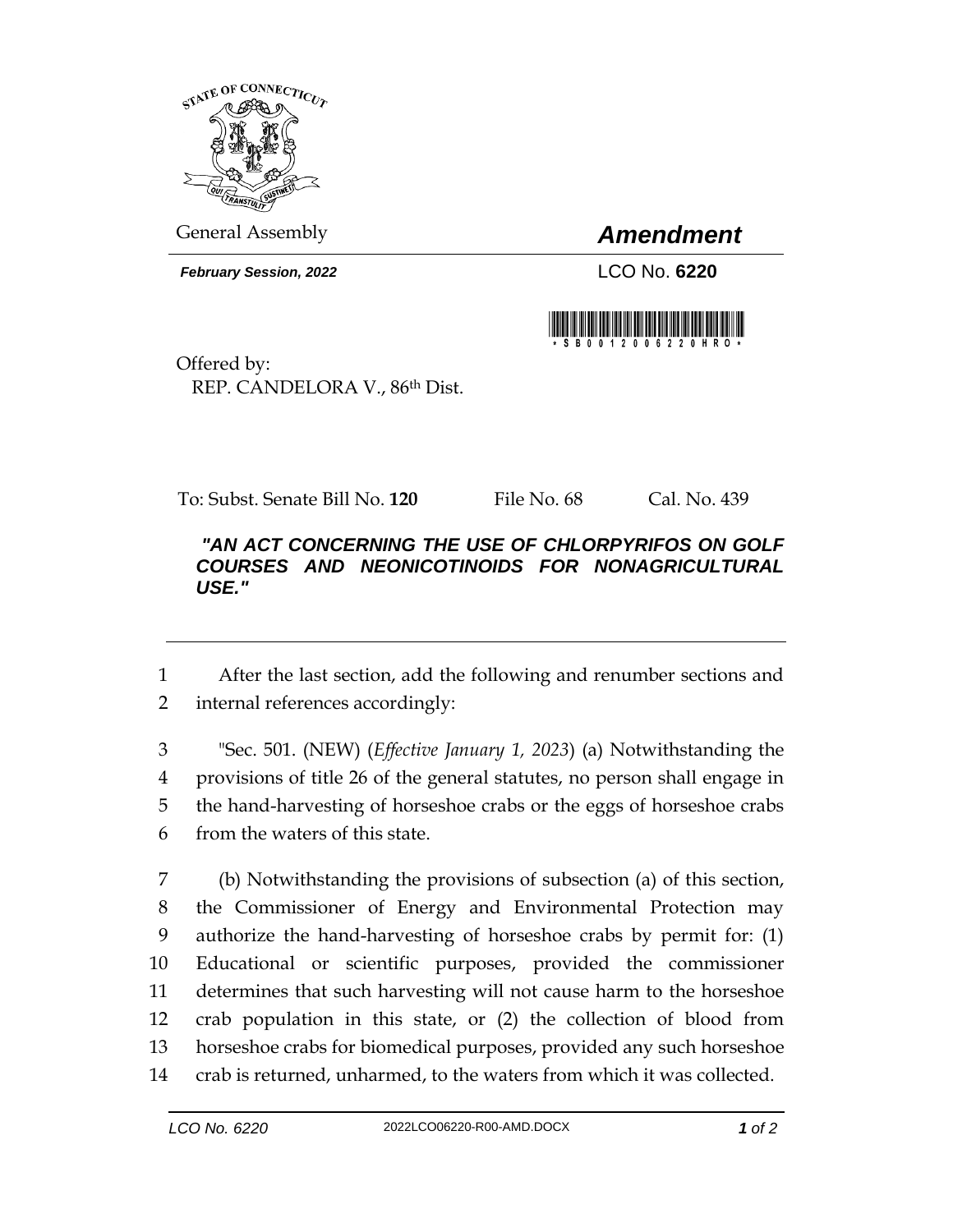General Assembly

# *Amendment*

***February Session, 2022***

LCO No. **6220**

\* S B 0 0 1 2 0 0 6 2 2 0 H R O \*

Offered by:
REP. CANDELORA V., 86th Dist.

To: Subst. Senate Bill No. **120** File No. 68 Cal. No. 439

***"AN ACT CONCERNING THE USE OF CHLORPYRIFOS ON GOLF COURSES AND NEONICOTINOIDS FOR NONAGRICULTURAL USE."***

---

1 After the last section, add the following and renumber sections and
2 internal references accordingly:

3 "Sec. 501. (NEW) (*Effective January 1, 2023*) (a) Notwithstanding the
4 provisions of title 26 of the general statutes, no person shall engage in
5 the hand-harvesting of horseshoe crabs or the eggs of horseshoe crabs
6 from the waters of this state.

7 (b) Notwithstanding the provisions of subsection (a) of this section,
8 the Commissioner of Energy and Environmental Protection may
9 authorize the hand-harvesting of horseshoe crabs by permit for: (1)
10 Educational or scientific purposes, provided the commissioner
11 determines that such harvesting will not cause harm to the horseshoe
12 crab population in this state, or (2) the collection of blood from
13 horseshoe crabs for biomedical purposes, provided any such horseshoe
14 crab is returned, unharmed, to the waters from which it was collected.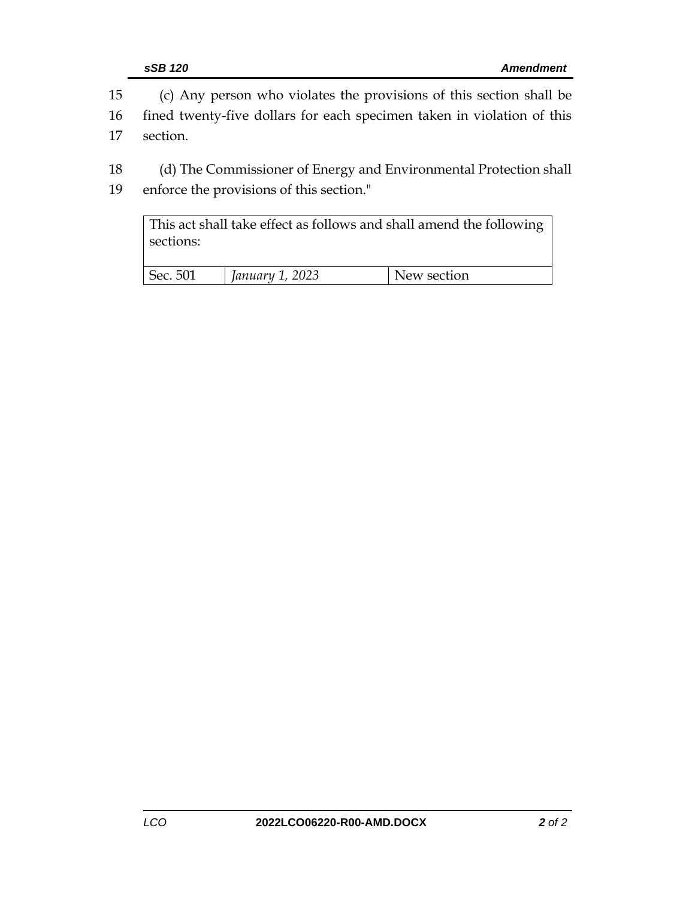15 (c) Any person who violates the provisions of this section shall be
16 fined twenty-five dollars for each specimen taken in violation of this
17 section.

18 (d) The Commissioner of Energy and Environmental Protection shall
19 enforce the provisions of this section."

| This act shall take effect as follows and shall amend the following sections: | | |
|---|---|---|
| Sec. 501 | *January 1, 2023* | New section |